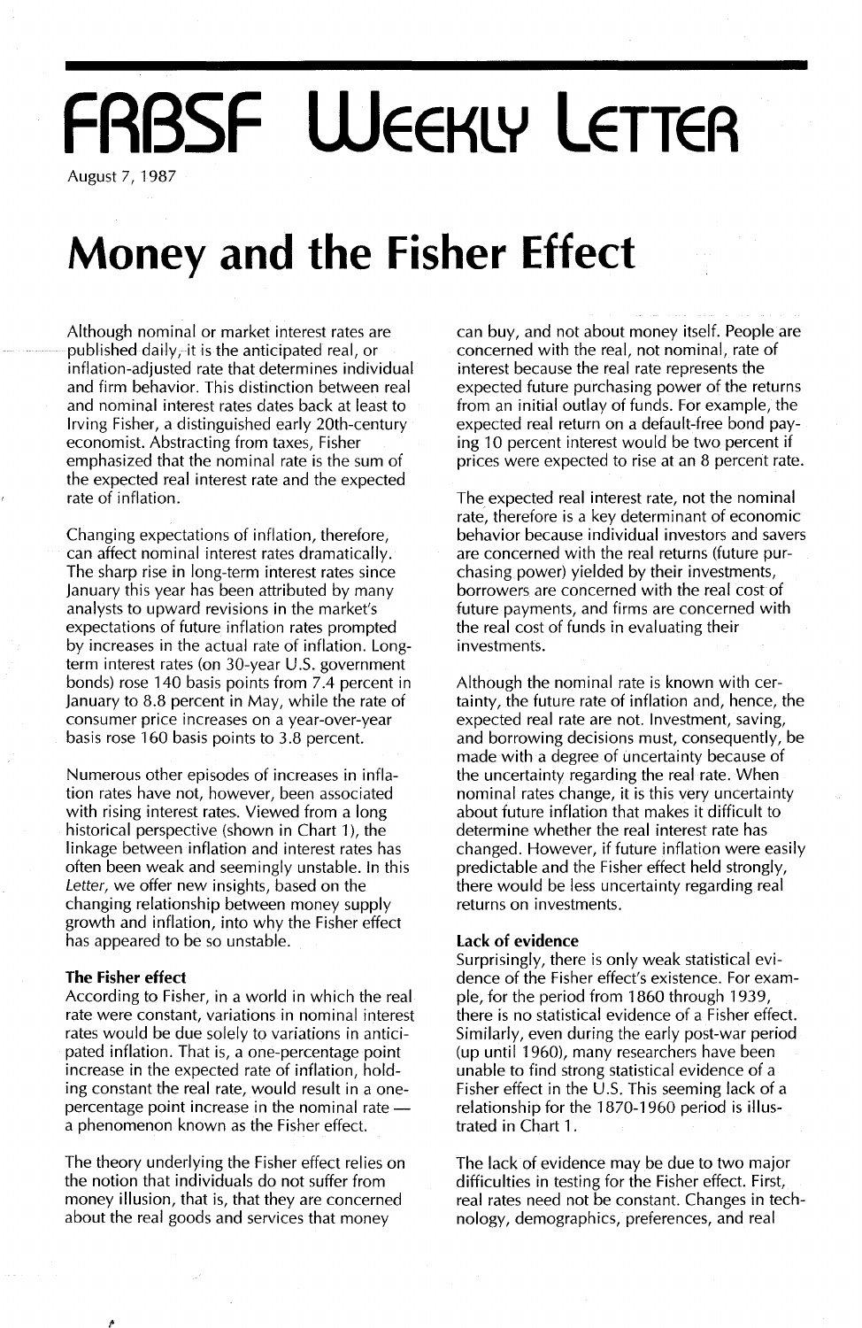# FRBSF Weekly Letter

August 7, 1987

# Money and the Fisher Effect

Although nominal or market interest rates are published daily, it is the anticipated real, or inflation-adjusted rate that determines individual and firm behavior. This distinction between real and nominal interest rates dates back at least to Irving Fisher, a distinguished early 20th-century economist. Abstracting from taxes, Fisher emphasized that the nominal rate is the sum of the expected real interest rate and the expected rate of inflation.

Changing expectations of inflation, therefore, can affect nominal interest rates dramatically. The sharp rise in long-term interest rates since January this year has been attributed by many analysts to upward revisions in the market's expectations of future inflation rates prompted by increases in the actual rate of inflation. Long-term interest rates (on 30-year U.S. government bonds) rose 140 basis points from 7.4 percent in January to 8.8 percent in May, while the rate of consumer price increases on a year-over-year basis rose 160 basis points to 3.8 percent.

Numerous other episodes of increases in inflation rates have not, however, been associated with rising interest rates. Viewed from a long historical perspective (shown in Chart 1), the linkage between inflation and interest rates has often been weak and seemingly unstable. In this *Letter*, we offer new insights, based on the changing relationship between money supply growth and inflation, into why the Fisher effect has appeared to be so unstable.

### The Fisher effect

According to Fisher, in a world in which the real rate were constant, variations in nominal interest rates would be due solely to variations in anticipated inflation. That is, a one-percentage point increase in the expected rate of inflation, holding constant the real rate, would result in a one-percentage point increase in the nominal rate — a phenomenon known as the Fisher effect.

The theory underlying the Fisher effect relies on the notion that individuals do not suffer from money illusion, that is, that they are concerned about the real goods and services that money can buy, and not about money itself. People are concerned with the real, not nominal, rate of interest because the real rate represents the expected future purchasing power of the returns from an initial outlay of funds. For example, the expected real return on a default-free bond paying 10 percent interest would be two percent if prices were expected to rise at an 8 percent rate.

The expected real interest rate, not the nominal rate, therefore is a key determinant of economic behavior because individual investors and savers are concerned with the real returns (future purchasing power) yielded by their investments, borrowers are concerned with the real cost of future payments, and firms are concerned with the real cost of funds in evaluating their investments.

Although the nominal rate is known with certainty, the future rate of inflation and, hence, the expected real rate are not. Investment, saving, and borrowing decisions must, consequently, be made with a degree of uncertainty because of the uncertainty regarding the real rate. When nominal rates change, it is this very uncertainty about future inflation that makes it difficult to determine whether the real interest rate has changed. However, if future inflation were easily predictable and the Fisher effect held strongly, there would be less uncertainty regarding real returns on investments.

### Lack of evidence

Surprisingly, there is only weak statistical evidence of the Fisher effect's existence. For example, for the period from 1860 through 1939, there is no statistical evidence of a Fisher effect. Similarly, even during the early post-war period (up until 1960), many researchers have been unable to find strong statistical evidence of a Fisher effect in the U.S. This seeming lack of a relationship for the 1870-1960 period is illustrated in Chart 1.

The lack of evidence may be due to two major difficulties in testing for the Fisher effect. First, real rates need not be constant. Changes in technology, demographics, preferences, and real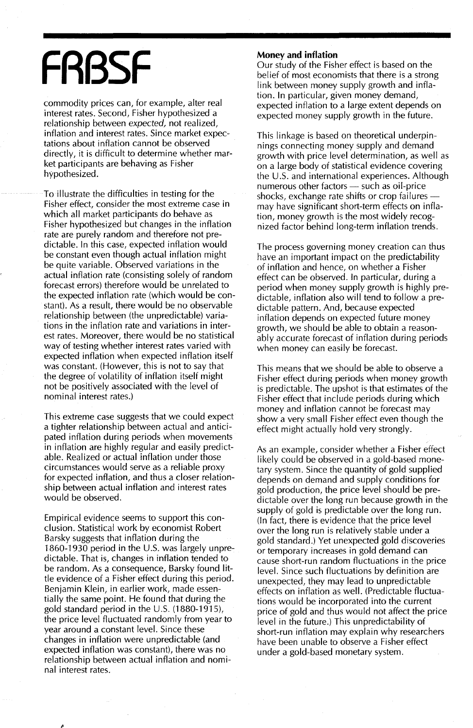commodity prices can, for example, alter real interest rates. Second, Fisher hypothesized a relationship between *expected,* not realized, inflation and interest rates. Since market expectations about inflation cannot be observed directly, it is difficult to determine whether market participants are behaving as Fisher hypothesized.

To illustrate the difficulties in testing for the Fisher effect, consider the most extreme case in which all market participants do behave as Fisher hypothesized but changes in the inflation rate are purely random and therefore not predictable. In this case, expected inflation would be constant even though actual inflation might be quite variable. Observed variations in the actual inflation rate (consisting solely of random forecast errors) therefore would be unrelated to the expected inflation rate (which would be constant). As a result, there would be no observable relationship between (the unpredictable) variations in the inflation rate and variations in interest rates. Moreover, there would be no statistical way of testing whether interest rates varied with expected inflation when expected inflation itself was constant. (However, this is not to say that the degree of volatility of inflation itself might not be positively associated with the level of nominal interest rates.)

This extreme case suggests that we could expect a tighter relationship between actual and anticipated inflation during periods when movements in inflation are highly regular and easily predictable. Realized or actual inflation under those circumstances would serve as a reliable proxy for expected inflation, and thus a closer relationship between actual inflation and interest rates would be observed.

Empirical evidence seems to support this conclusion. Statistical work by economist Robert Barsky suggests that inflation during the 1860-1930 period in the U.S. was largely unpredictable. That is, changes in inflation tended to be random. As a consequence, Barsky found little evidence of a Fisher effect during this period. Benjamin Klein, in earlier work, made essentially the same point. He found that during the gold standard period in the U.S. (1880-1915), the price level fluctuated randomly from year to year around a constant level. Since these changes in inflation were unpredictable (and expected inflation was constant), there was no relationship between actual inflation and nominal interest rates.

**Money and inflation**

Our study of the Fisher effect is based on the belief of most economists that there is a strong link between money supply growth and inflation. In particular, given money demand, expected inflation to a large extent depends on expected money supply growth in the future.

This linkage is based on theoretical underpinnings connecting money supply and demand growth with price level determination, as well as on a large body of statistical evidence covering the U.S. and international experiences. Although numerous other factors — such as oil-price shocks, exchange rate shifts or crop failures — may have significant short-term effects on inflation, money growth is the most widely recognized factor behind long-term inflation trends.

The process governing money creation can thus have an important impact on the predictability of inflation and hence, on whether a Fisher effect can be observed. In particular, during a period when money supply growth is highly predictable, inflation also will tend to follow a predictable pattern. And, because expected inflation depends on expected future money growth, we should be able to obtain a reasonably accurate forecast of inflation during periods when money can easily be forecast.

This means that we should be able to observe a Fisher effect during periods when money growth is predictable. The upshot is that estimates of the Fisher effect that include periods during which money and inflation cannot be forecast may show a very small Fisher effect even though the effect might actually hold very strongly.

As an example, consider whether a Fisher effect likely could be observed in a gold-based monetary system. Since the quantity of gold supplied depends on demand and supply conditions for gold production, the price level should be predictable over the long run because growth in the supply of gold is predictable over the long run. (In fact, there is evidence that the price level over the long run is relatively stable under a gold standard.) Yet unexpected gold discoveries or temporary increases in gold demand can cause short-run random fluctuations in the price level. Since such fluctuations by definition are unexpected, they may lead to unpredictable effects on inflation as well. (Predictable fluctuations would be incorporated into the current price of gold and thus would not affect the price level in the future.) This unpredictability of short-run inflation may explain why researchers have been unable to observe a Fisher effect under a gold-based monetary system.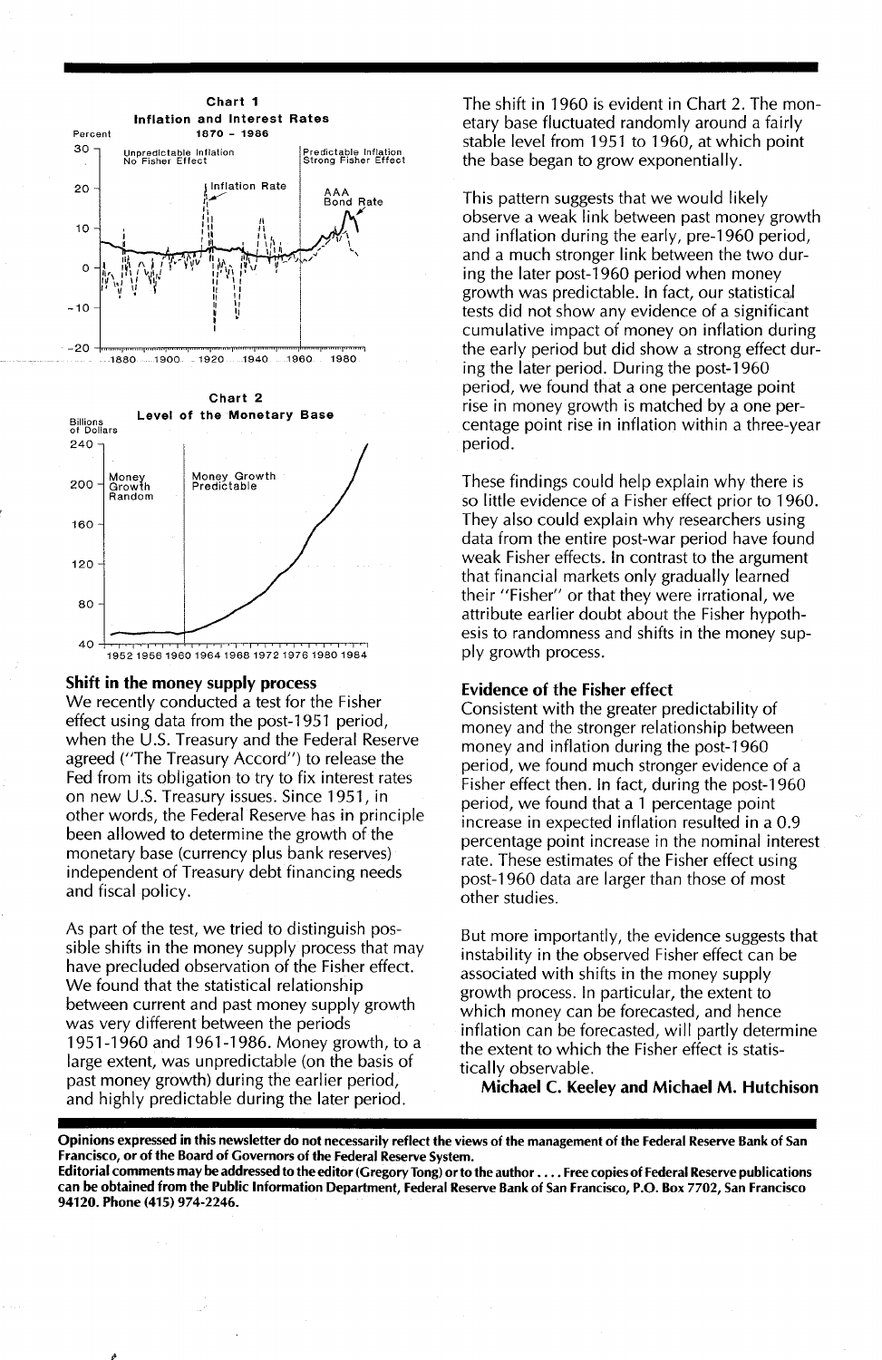**Chart 1**
**Inflation and Interest Rates**
**1870 - 1986**

**Chart 2**
**Level of the Monetary Base**

### Shift in the money supply process

We recently conducted a test for the Fisher effect using data from the post-1951 period, when the U.S. Treasury and the Federal Reserve agreed ("The Treasury Accord") to release the Fed from its obligation to try to fix interest rates on new U.S. Treasury issues. Since 1951, in other words, the Federal Reserve has in principle been allowed to determine the growth of the monetary base (currency plus bank reserves) independent of Treasury debt financing needs and fiscal policy.

As part of the test, we tried to distinguish possible shifts in the money supply process that may have precluded observation of the Fisher effect. We found that the statistical relationship between current and past money supply growth was very different between the periods 1951-1960 and 1961-1986. Money growth, to a large extent, was unpredictable (on the basis of past money growth) during the earlier period, and highly predictable during the later period.

The shift in 1960 is evident in Chart 2. The monetary base fluctuated randomly around a fairly stable level from 1951 to 1960, at which point the base began to grow exponentially.

This pattern suggests that we would likely observe a weak link between past money growth and inflation during the early, pre-1960 period, and a much stronger link between the two during the later post-1960 period when money growth was predictable. In fact, our statistical tests did not show any evidence of a significant cumulative impact of money on inflation during the early period but did show a strong effect during the later period. During the post-1960 period, we found that a one percentage point rise in money growth is matched by a one percentage point rise in inflation within a three-year period.

These findings could help explain why there is so little evidence of a Fisher effect prior to 1960. They also could explain why researchers using data from the entire post-war period have found weak Fisher effects. In contrast to the argument that financial markets only gradually learned their "Fisher" or that they were irrational, we attribute earlier doubt about the Fisher hypothesis to randomness and shifts in the money supply growth process.

### Evidence of the Fisher effect

Consistent with the greater predictability of money and the stronger relationship between money and inflation during the post-1960 period, we found much stronger evidence of a Fisher effect then. In fact, during the post-1960 period, we found that a 1 percentage point increase in expected inflation resulted in a 0.9 percentage point increase in the nominal interest rate. These estimates of the Fisher effect using post-1960 data are larger than those of most other studies.

But more importantly, the evidence suggests that instability in the observed Fisher effect can be associated with shifts in the money supply growth process. In particular, the extent to which money can be forecasted, and hence inflation can be forecasted, will partly determine the extent to which the Fisher effect is statistically observable.

**Michael C. Keeley and Michael M. Hutchison**

---

**Opinions expressed in this newsletter do not necessarily reflect the views of the management of the Federal Reserve Bank of San Francisco, or of the Board of Governors of the Federal Reserve System.**

**Editorial comments may be addressed to the editor (Gregory Tong) or to the author . . . . Free copies of Federal Reserve publications can be obtained from the Public Information Department, Federal Reserve Bank of San Francisco, P.O. Box 7702, San Francisco 94120. Phone (415) 974-2246.**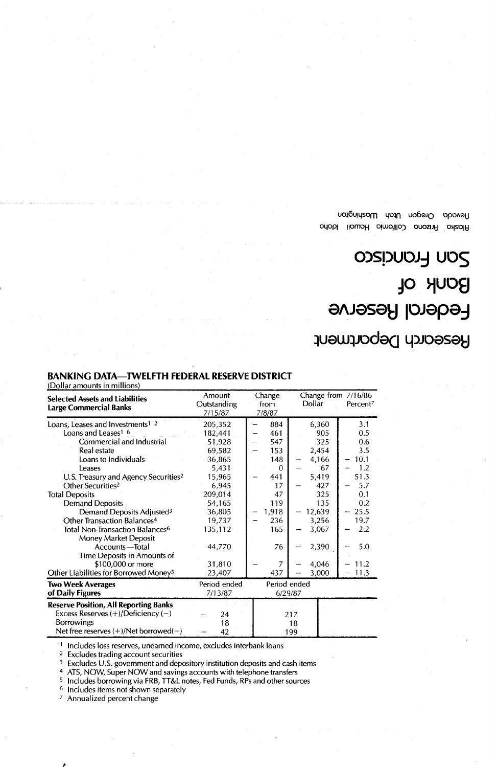Research Department

Federal Reserve

Bank of

San Francisco

Alaska Arizona California Hawaii Idaho

Nevada Oregon Utah Washington

## BANKING DATA—TWELFTH FEDERAL RESERVE DISTRICT

(Dollar amounts in millions)

| Selected Assets and Liabilities Large Commercial Banks | Amount Outstanding 7/15/87 | Change from 7/8/87 | Change from 7/16/86 Dollar | Percent[7] |
|---|---|---|---|---|
| Loans, Leases and Investments[1] [2] | 205,352 | – 884 | 6,360 | 3.1 |
| Loans and Leases[1] [6] | 182,441 | – 461 | 905 | 0.5 |
| Commercial and Industrial | 51,928 | – 547 | 325 | 0.6 |
| Real estate | 69,582 | – 153 | 2,454 | 3.5 |
| Loans to Individuals | 36,865 | 148 | – 4,166 | – 10.1 |
| Leases | 5,431 | 0 | – 67 | – 1.2 |
| U.S. Treasury and Agency Securities[2] | 15,965 | – 441 | 5,419 | 51.3 |
| Other Securities[2] | 6,945 | 17 | – 427 | – 5.7 |
| Total Deposits | 209,014 | 47 | 325 | 0.1 |
| Demand Deposits | 54,165 | 119 | 135 | 0.2 |
| Demand Deposits Adjusted[3] | 36,805 | – 1,918 | – 12,639 | – 25.5 |
| Other Transaction Balances[4] | 19,737 | – 236 | 3,256 | 19.7 |
| Total Non-Transaction Balances[6] | 135,112 | 165 | – 3,067 | – 2.2 |
| Money Market Deposit Accounts—Total | 44,770 | 76 | – 2,390 | – 5.0 |
| Time Deposits in Amounts of $100,000 or more | 31,810 | – 7 | – 4,046 | – 11.2 |
| Other Liabilities for Borrowed Money[5] | 23,407 | 437 | – 3,000 | – 11.3 |

| Two Week Averages of Daily Figures | Period ended 7/13/87 | Period ended 6/29/87 |
|---|---|---|
| **Reserve Position, All Reporting Banks** | | |
| Excess Reserves (+)/Deficiency (–) | – 24 | 217 |
| Borrowings | 18 | 18 |
| Net free reserves (+)/Net borrowed(–) | – 42 | 199 |

[1] Includes loss reserves, unearned income, excludes interbank loans
[2] Excludes trading account securities
[3] Excludes U.S. government and depository institution deposits and cash items
[4] ATS, NOW, Super NOW and savings accounts with telephone transfers
[5] Includes borrowing via FRB, TT&L notes, Fed Funds, RPs and other sources
[6] Includes items not shown separately
[7] Annualized percent change